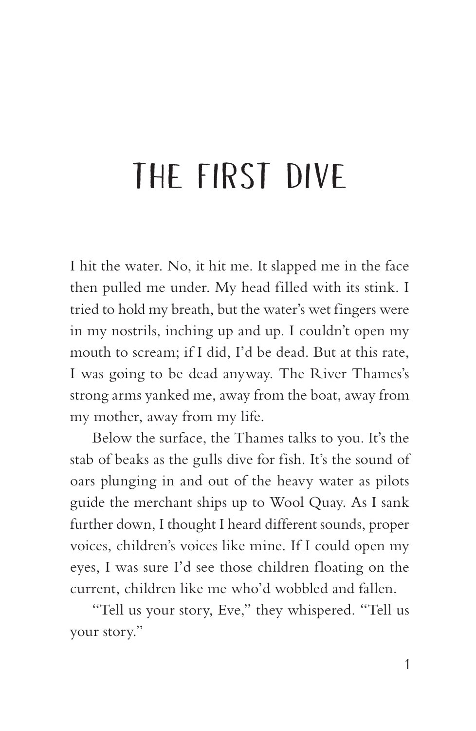# THE FIRST DIVE

I hit the water. No, it hit me. It slapped me in the face then pulled me under. My head filled with its stink. I tried to hold my breath, but the water's wet fingers were in my nostrils, inching up and up. I couldn't open my mouth to scream; if I did, I'd be dead. But at this rate, I was going to be dead anyway. The River Thames's strong arms yanked me, away from the boat, away from my mother, away from my life.

Below the surface, the Thames talks to you. It's the stab of beaks as the gulls dive for fish. It's the sound of oars plunging in and out of the heavy water as pilots guide the merchant ships up to Wool Quay. As I sank further down, I thought I heard different sounds, proper voices, children's voices like mine. If I could open my eyes, I was sure I'd see those children floating on the current, children like me who'd wobbled and fallen.

"Tell us your story, Eve," they whispered. "Tell us your story."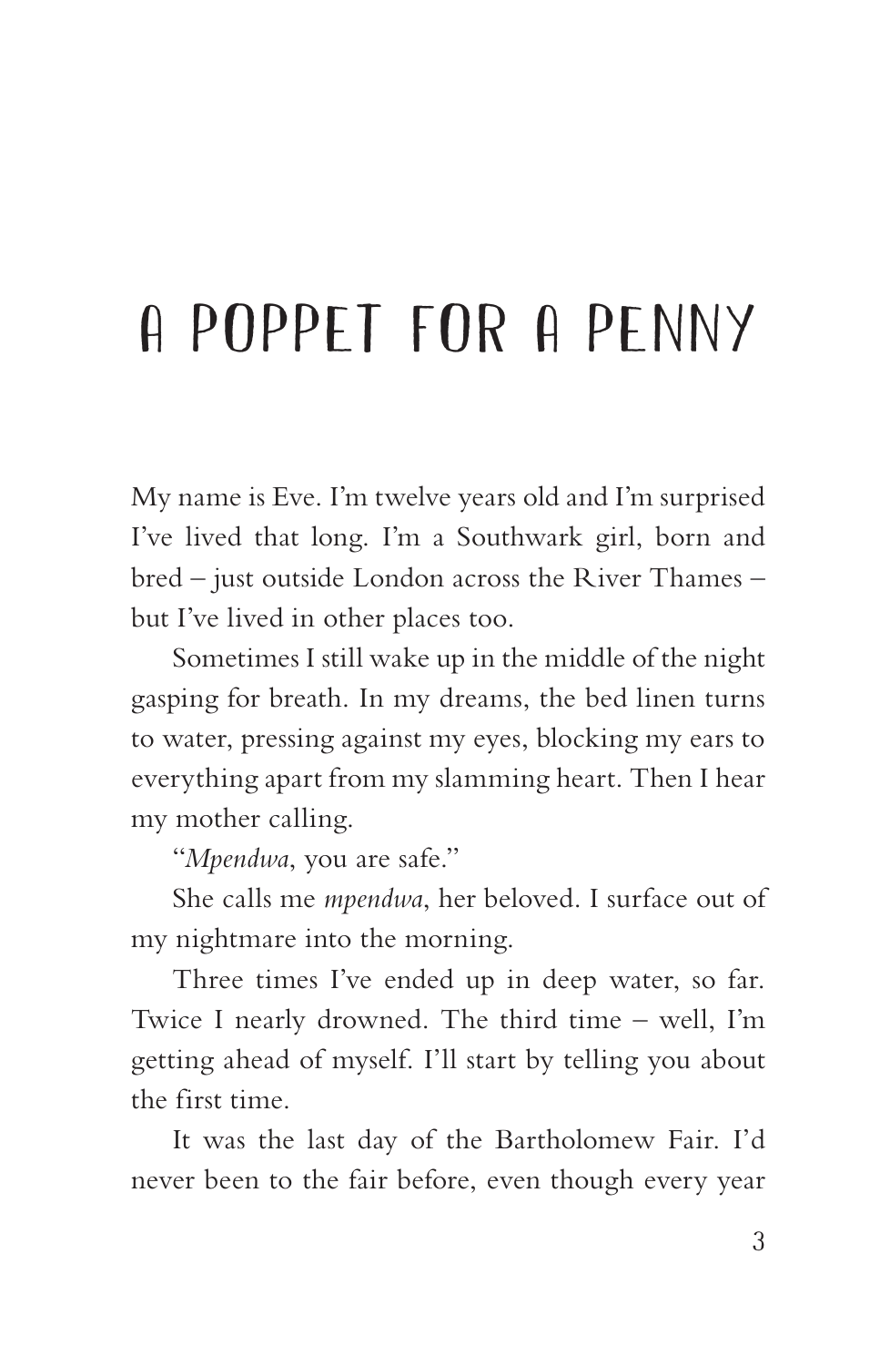# A POPPET FOR A PENNY

My name is Eve. I'm twelve years old and I'm surprised I've lived that long. I'm a Southwark girl, born and bred – just outside London across the River Thames – but I've lived in other places too.

Sometimes I still wake up in the middle of the night gasping for breath. In my dreams, the bed linen turns to water, pressing against my eyes, blocking my ears to everything apart from my slamming heart. Then I hear my mother calling.

"*Mpendwa*, you are safe."

She calls me *mpendwa*, her beloved. I surface out of my nightmare into the morning.

Three times I've ended up in deep water, so far. Twice I nearly drowned. The third time – well, I'm getting ahead of myself. I'll start by telling you about the first time.

It was the last day of the Bartholomew Fair. I'd never been to the fair before, even though every year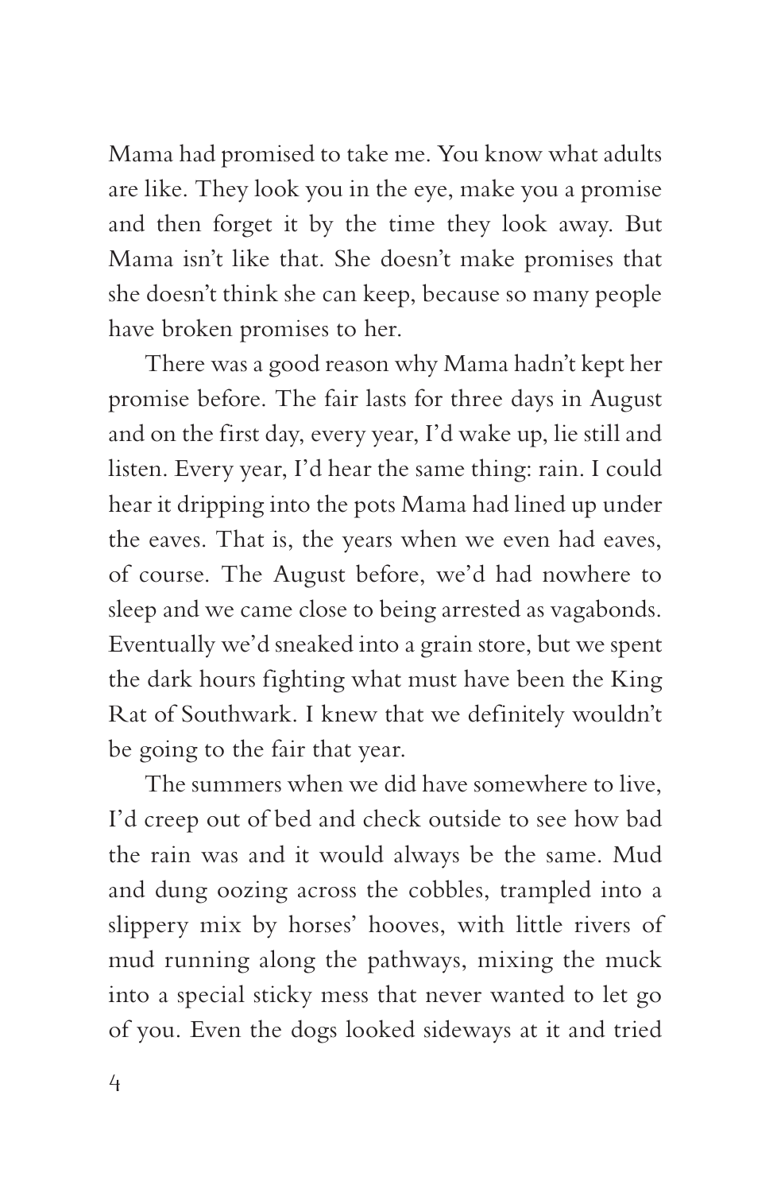Mama had promised to take me. You know what adults are like. They look you in the eye, make you a promise and then forget it by the time they look away. But Mama isn't like that. She doesn't make promises that she doesn't think she can keep, because so many people have broken promises to her.

There was a good reason why Mama hadn't kept her promise before. The fair lasts for three days in August and on the first day, every year, I'd wake up, lie still and listen. Every year, I'd hear the same thing: rain. I could hear it dripping into the pots Mama had lined up under the eaves. That is, the years when we even had eaves, of course. The August before, we'd had nowhere to sleep and we came close to being arrested as vagabonds. Eventually we'd sneaked into a grain store, but we spent the dark hours fighting what must have been the King Rat of Southwark. I knew that we definitely wouldn't be going to the fair that year.

The summers when we did have somewhere to live, I'd creep out of bed and check outside to see how bad the rain was and it would always be the same. Mud and dung oozing across the cobbles, trampled into a slippery mix by horses' hooves, with little rivers of mud running along the pathways, mixing the muck into a special sticky mess that never wanted to let go of you. Even the dogs looked sideways at it and tried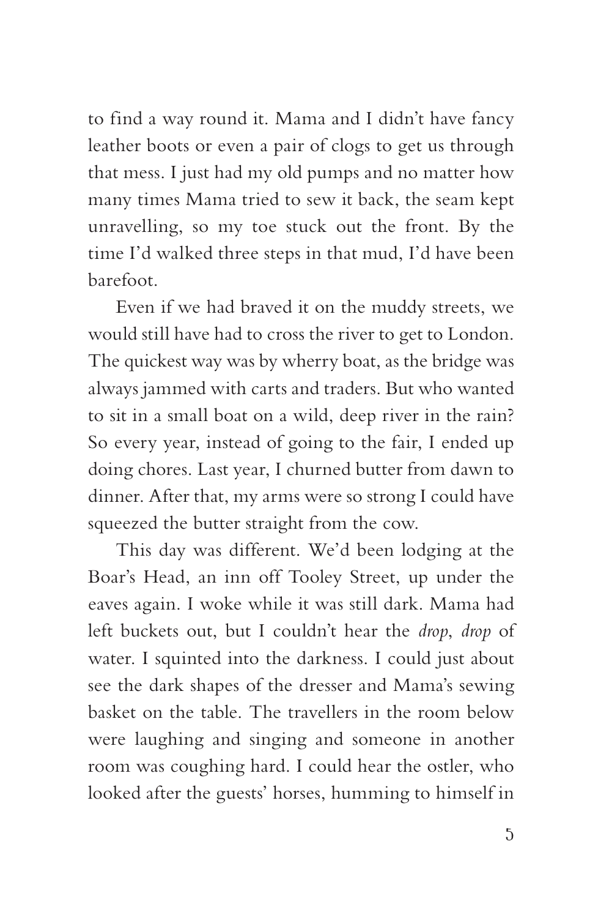to find a way round it. Mama and I didn't have fancy leather boots or even a pair of clogs to get us through that mess. I just had my old pumps and no matter how many times Mama tried to sew it back, the seam kept unravelling, so my toe stuck out the front. By the time I'd walked three steps in that mud, I'd have been barefoot.

Even if we had braved it on the muddy streets, we would still have had to cross the river to get to London. The quickest way was by wherry boat, as the bridge was always jammed with carts and traders. But who wanted to sit in a small boat on a wild, deep river in the rain? So every year, instead of going to the fair, I ended up doing chores. Last year, I churned butter from dawn to dinner. After that, my arms were so strong I could have squeezed the butter straight from the cow.

This day was different. We'd been lodging at the Boar's Head, an inn off Tooley Street, up under the eaves again. I woke while it was still dark. Mama had left buckets out, but I couldn't hear the *drop*, *drop* of water. I squinted into the darkness. I could just about see the dark shapes of the dresser and Mama's sewing basket on the table. The travellers in the room below were laughing and singing and someone in another room was coughing hard. I could hear the ostler, who looked after the guests' horses, humming to himself in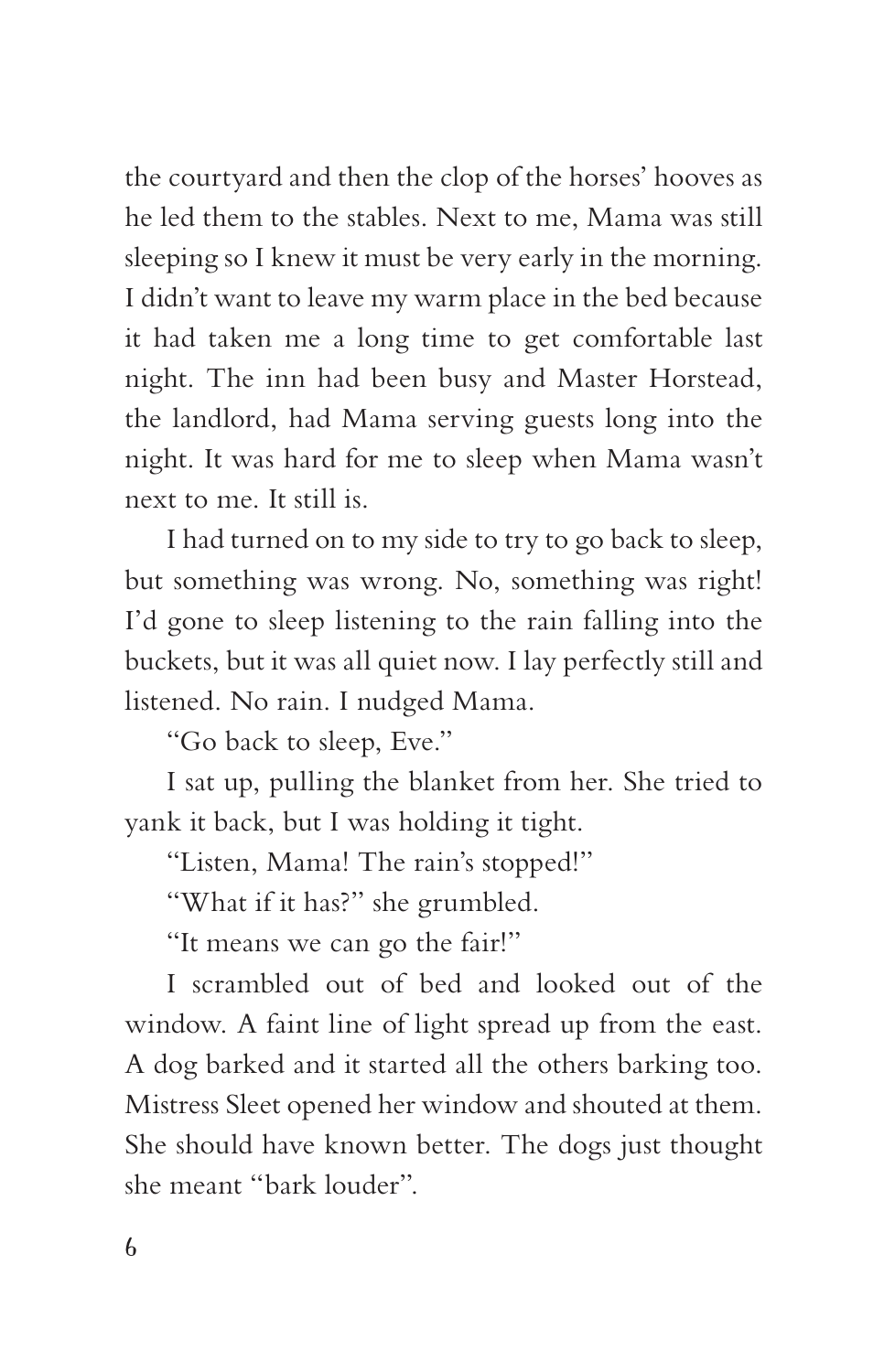the courtyard and then the clop of the horses' hooves as he led them to the stables. Next to me, Mama was still sleeping so I knew it must be very early in the morning. I didn't want to leave my warm place in the bed because it had taken me a long time to get comfortable last night. The inn had been busy and Master Horstead, the landlord, had Mama serving guests long into the night. It was hard for me to sleep when Mama wasn't next to me. It still is.

I had turned on to my side to try to go back to sleep, but something was wrong. No, something was right! I'd gone to sleep listening to the rain falling into the buckets, but it was all quiet now. I lay perfectly still and listened. No rain. I nudged Mama.

"Go back to sleep, Eve."

I sat up, pulling the blanket from her. She tried to yank it back, but I was holding it tight.

"Listen, Mama! The rain's stopped!"

"What if it has?" she grumbled.

"It means we can go the fair!"

I scrambled out of bed and looked out of the window. A faint line of light spread up from the east. A dog barked and it started all the others barking too. Mistress Sleet opened her window and shouted at them. She should have known better. The dogs just thought she meant "bark louder".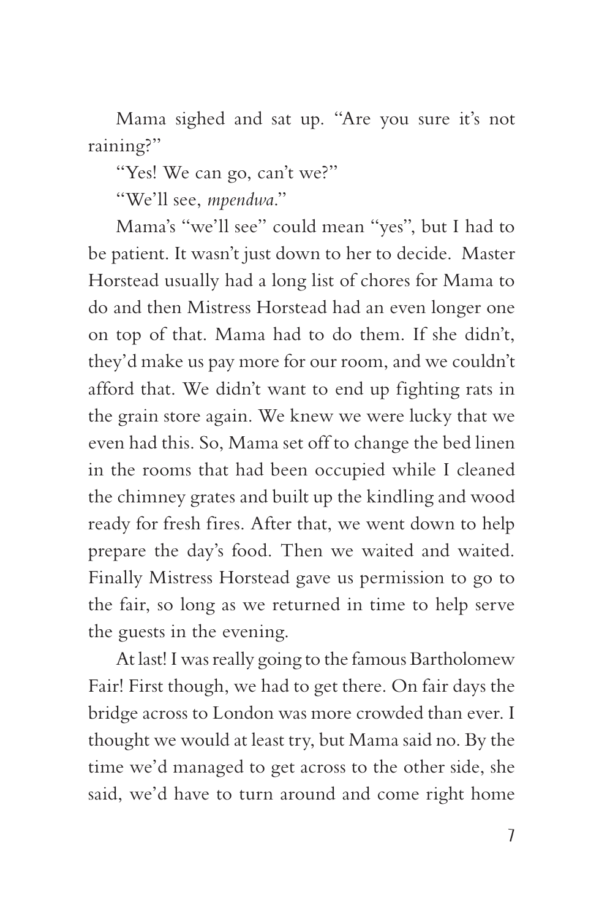Mama sighed and sat up. "Are you sure it's not raining?"

"Yes! We can go, can't we?"

"We'll see, *mpendwa*."

Mama's "we'll see" could mean "yes", but I had to be patient. It wasn't just down to her to decide. Master Horstead usually had a long list of chores for Mama to do and then Mistress Horstead had an even longer one on top of that. Mama had to do them. If she didn't, they'd make us pay more for our room, and we couldn't afford that. We didn't want to end up fighting rats in the grain store again. We knew we were lucky that we even had this. So, Mama set off to change the bed linen in the rooms that had been occupied while I cleaned the chimney grates and built up the kindling and wood ready for fresh fires. After that, we went down to help prepare the day's food. Then we waited and waited. Finally Mistress Horstead gave us permission to go to the fair, so long as we returned in time to help serve the guests in the evening.

At last! I was really going to the famous Bartholomew Fair! First though, we had to get there. On fair days the bridge across to London was more crowded than ever. I thought we would at least try, but Mama said no. By the time we'd managed to get across to the other side, she said, we'd have to turn around and come right home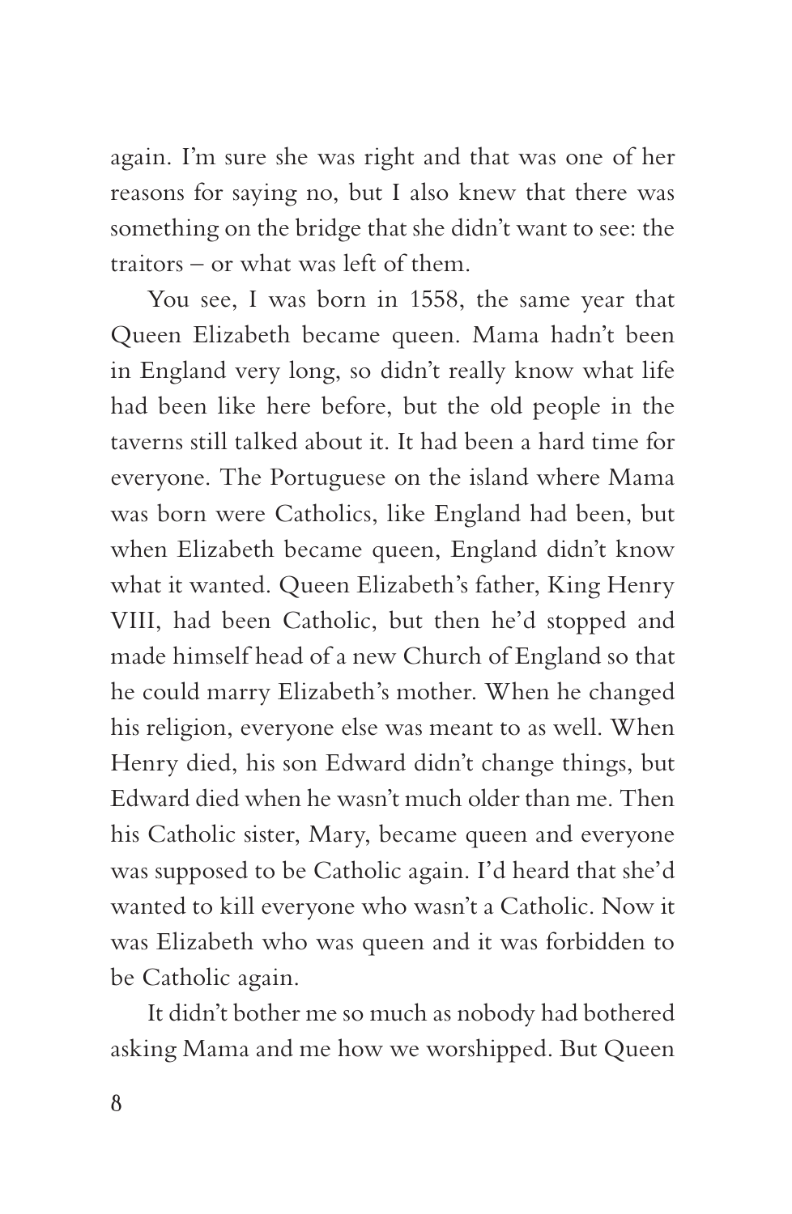again. I'm sure she was right and that was one of her reasons for saying no, but I also knew that there was something on the bridge that she didn't want to see: the traitors – or what was left of them.

You see, I was born in 1558, the same year that Queen Elizabeth became queen. Mama hadn't been in England very long, so didn't really know what life had been like here before, but the old people in the taverns still talked about it. It had been a hard time for everyone. The Portuguese on the island where Mama was born were Catholics, like England had been, but when Elizabeth became queen, England didn't know what it wanted. Queen Elizabeth's father, King Henry VIII, had been Catholic, but then he'd stopped and made himself head of a new Church of England so that he could marry Elizabeth's mother. When he changed his religion, everyone else was meant to as well. When Henry died, his son Edward didn't change things, but Edward died when he wasn't much older than me. Then his Catholic sister, Mary, became queen and everyone was supposed to be Catholic again. I'd heard that she'd wanted to kill everyone who wasn't a Catholic. Now it was Elizabeth who was queen and it was forbidden to be Catholic again.

It didn't bother me so much as nobody had bothered asking Mama and me how we worshipped. But Queen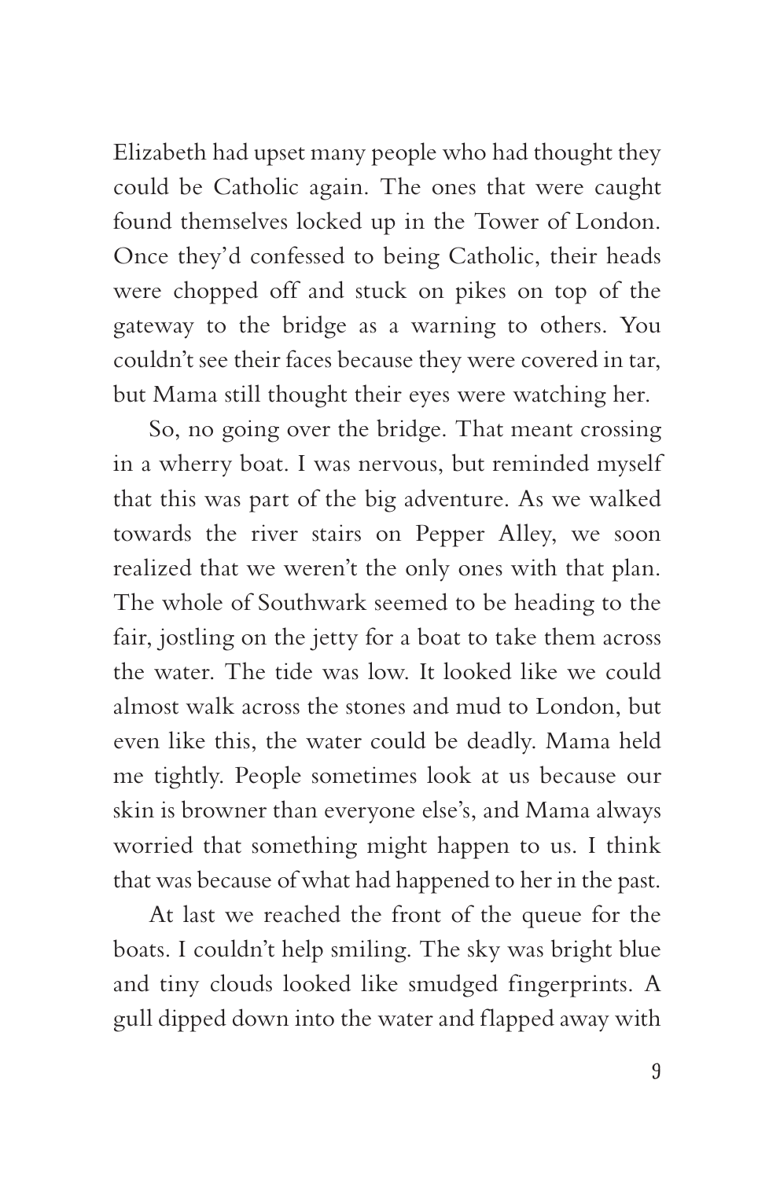Elizabeth had upset many people who had thought they could be Catholic again. The ones that were caught found themselves locked up in the Tower of London. Once they'd confessed to being Catholic, their heads were chopped off and stuck on pikes on top of the gateway to the bridge as a warning to others. You couldn't see their faces because they were covered in tar, but Mama still thought their eyes were watching her.

So, no going over the bridge. That meant crossing in a wherry boat. I was nervous, but reminded myself that this was part of the big adventure. As we walked towards the river stairs on Pepper Alley, we soon realized that we weren't the only ones with that plan. The whole of Southwark seemed to be heading to the fair, jostling on the jetty for a boat to take them across the water. The tide was low. It looked like we could almost walk across the stones and mud to London, but even like this, the water could be deadly. Mama held me tightly. People sometimes look at us because our skin is browner than everyone else's, and Mama always worried that something might happen to us. I think that was because of what had happened to her in the past.

At last we reached the front of the queue for the boats. I couldn't help smiling. The sky was bright blue and tiny clouds looked like smudged fingerprints. A gull dipped down into the water and flapped away with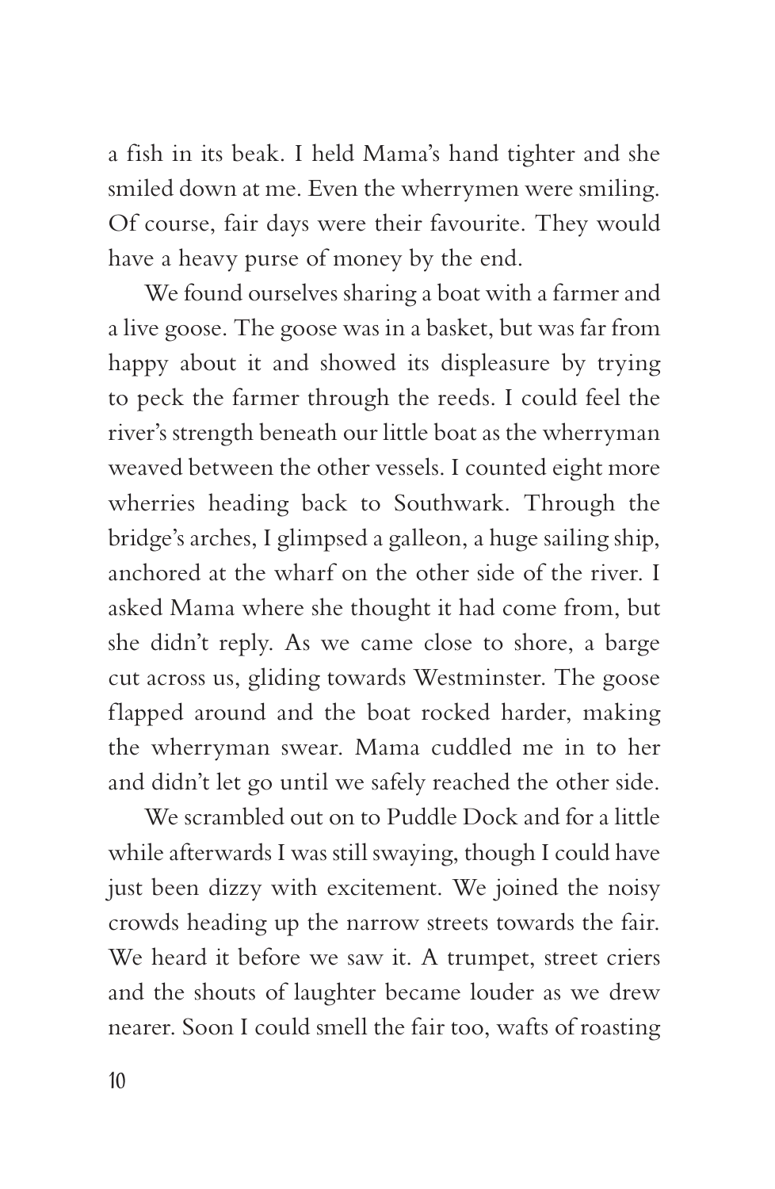a fish in its beak. I held Mama's hand tighter and she smiled down at me. Even the wherrymen were smiling. Of course, fair days were their favourite. They would have a heavy purse of money by the end.

We found ourselves sharing a boat with a farmer and a live goose. The goose was in a basket, but was far from happy about it and showed its displeasure by trying to peck the farmer through the reeds. I could feel the river's strength beneath our little boat as the wherryman weaved between the other vessels. I counted eight more wherries heading back to Southwark. Through the bridge's arches, I glimpsed a galleon, a huge sailing ship, anchored at the wharf on the other side of the river. I asked Mama where she thought it had come from, but she didn't reply. As we came close to shore, a barge cut across us, gliding towards Westminster. The goose flapped around and the boat rocked harder, making the wherryman swear. Mama cuddled me in to her and didn't let go until we safely reached the other side.

We scrambled out on to Puddle Dock and for a little while afterwards I was still swaying, though I could have just been dizzy with excitement. We joined the noisy crowds heading up the narrow streets towards the fair. We heard it before we saw it. A trumpet, street criers and the shouts of laughter became louder as we drew nearer. Soon I could smell the fair too, wafts of roasting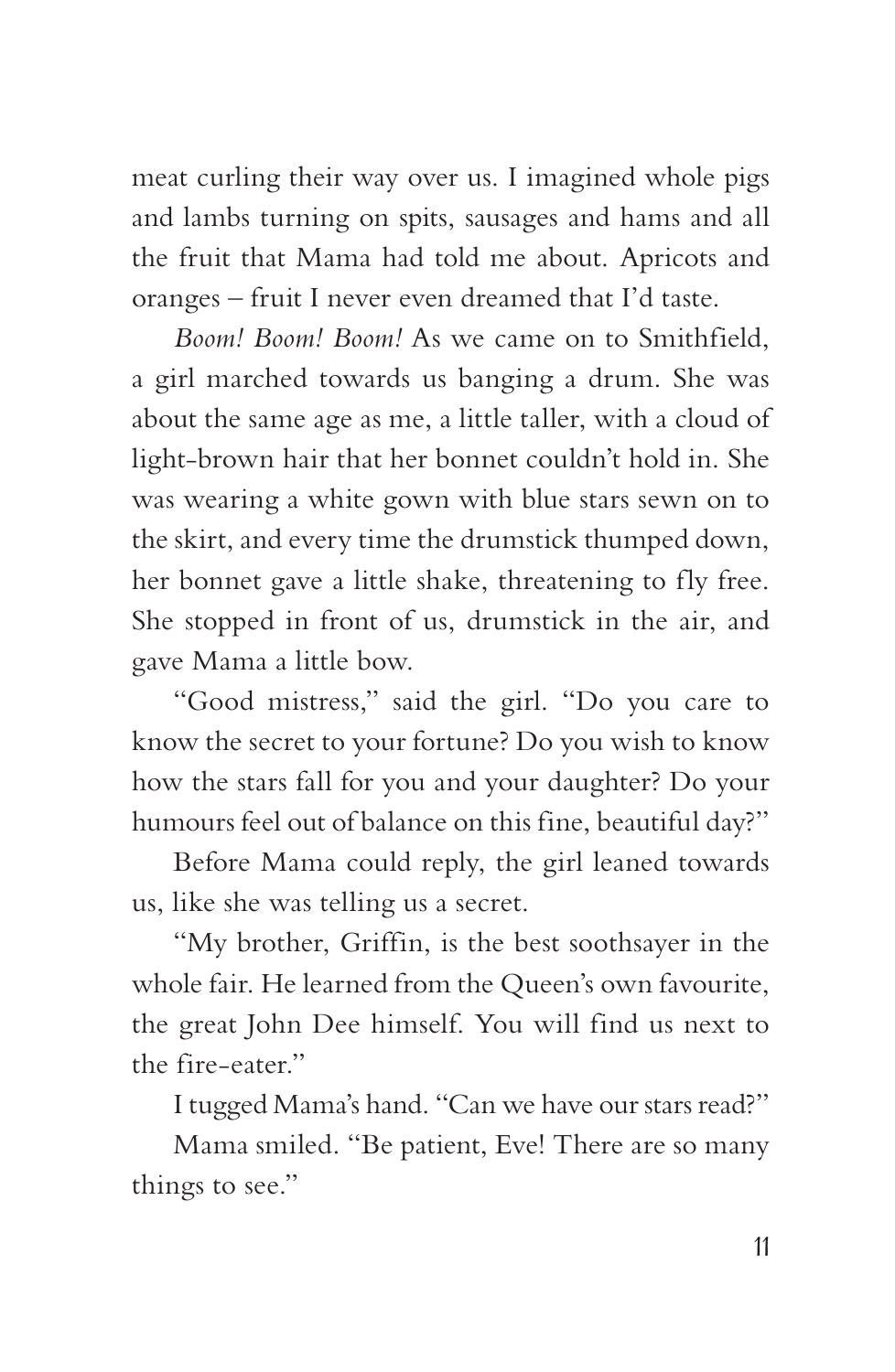meat curling their way over us. I imagined whole pigs and lambs turning on spits, sausages and hams and all the fruit that Mama had told me about. Apricots and oranges – fruit I never even dreamed that I'd taste.

*Boom! Boom! Boom!* As we came on to Smithfield, a girl marched towards us banging a drum. She was about the same age as me, a little taller, with a cloud of light-brown hair that her bonnet couldn't hold in. She was wearing a white gown with blue stars sewn on to the skirt, and every time the drumstick thumped down, her bonnet gave a little shake, threatening to fly free. She stopped in front of us, drumstick in the air, and gave Mama a little bow.

"Good mistress," said the girl. "Do you care to know the secret to your fortune? Do you wish to know how the stars fall for you and your daughter? Do your humours feel out of balance on this fine, beautiful day?"

Before Mama could reply, the girl leaned towards us, like she was telling us a secret.

"My brother, Griffin, is the best soothsayer in the whole fair. He learned from the Queen's own favourite, the great John Dee himself. You will find us next to the fire-eater."

I tugged Mama's hand. "Can we have our stars read?"

Mama smiled. "Be patient, Eve! There are so many things to see."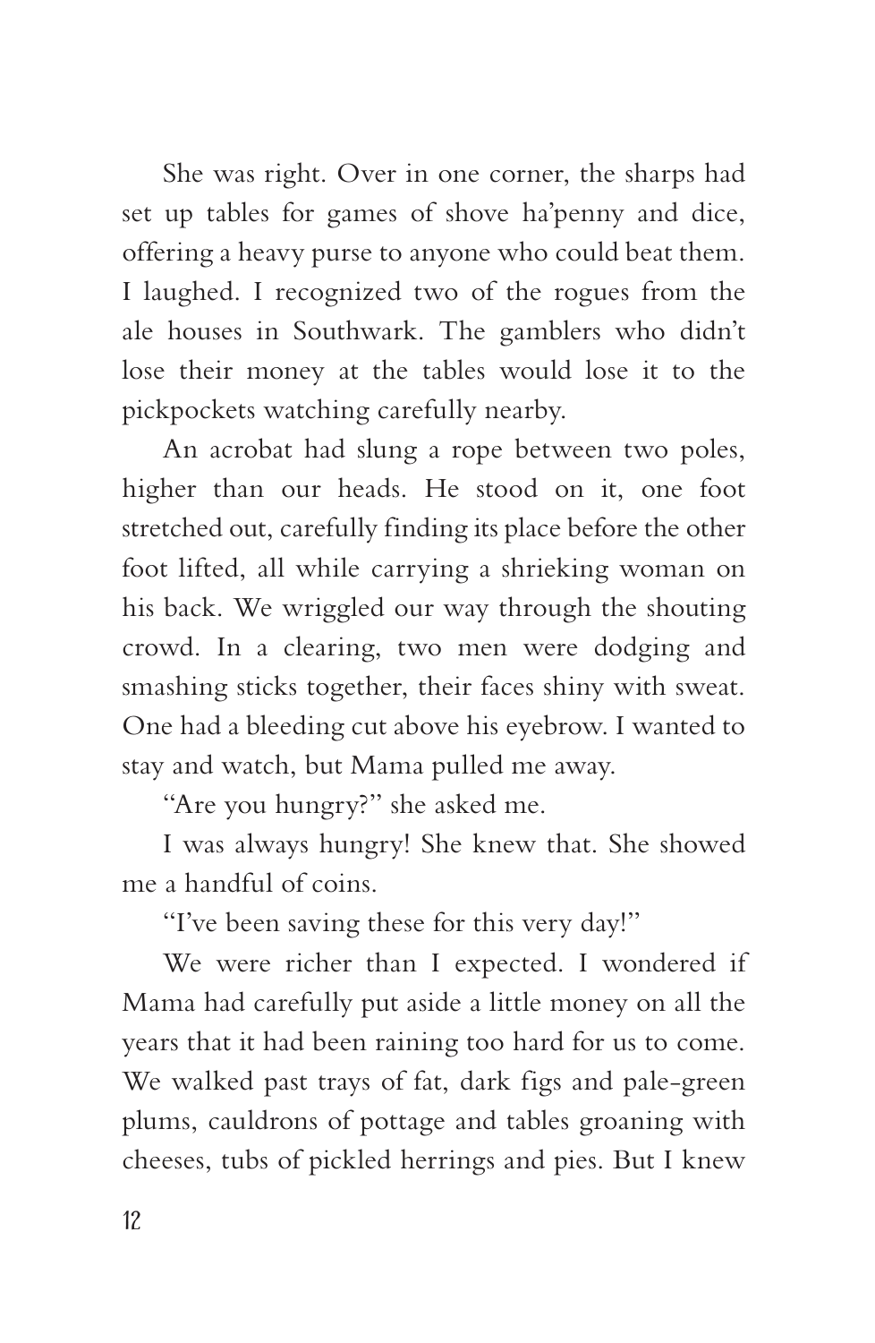She was right. Over in one corner, the sharps had set up tables for games of shove ha'penny and dice, offering a heavy purse to anyone who could beat them. I laughed. I recognized two of the rogues from the ale houses in Southwark. The gamblers who didn't lose their money at the tables would lose it to the pickpockets watching carefully nearby.

An acrobat had slung a rope between two poles, higher than our heads. He stood on it, one foot stretched out, carefully finding its place before the other foot lifted, all while carrying a shrieking woman on his back. We wriggled our way through the shouting crowd. In a clearing, two men were dodging and smashing sticks together, their faces shiny with sweat. One had a bleeding cut above his eyebrow. I wanted to stay and watch, but Mama pulled me away.

"Are you hungry?" she asked me.

I was always hungry! She knew that. She showed me a handful of coins.

"I've been saving these for this very day!"

We were richer than I expected. I wondered if Mama had carefully put aside a little money on all the years that it had been raining too hard for us to come. We walked past trays of fat, dark figs and pale-green plums, cauldrons of pottage and tables groaning with cheeses, tubs of pickled herrings and pies. But I knew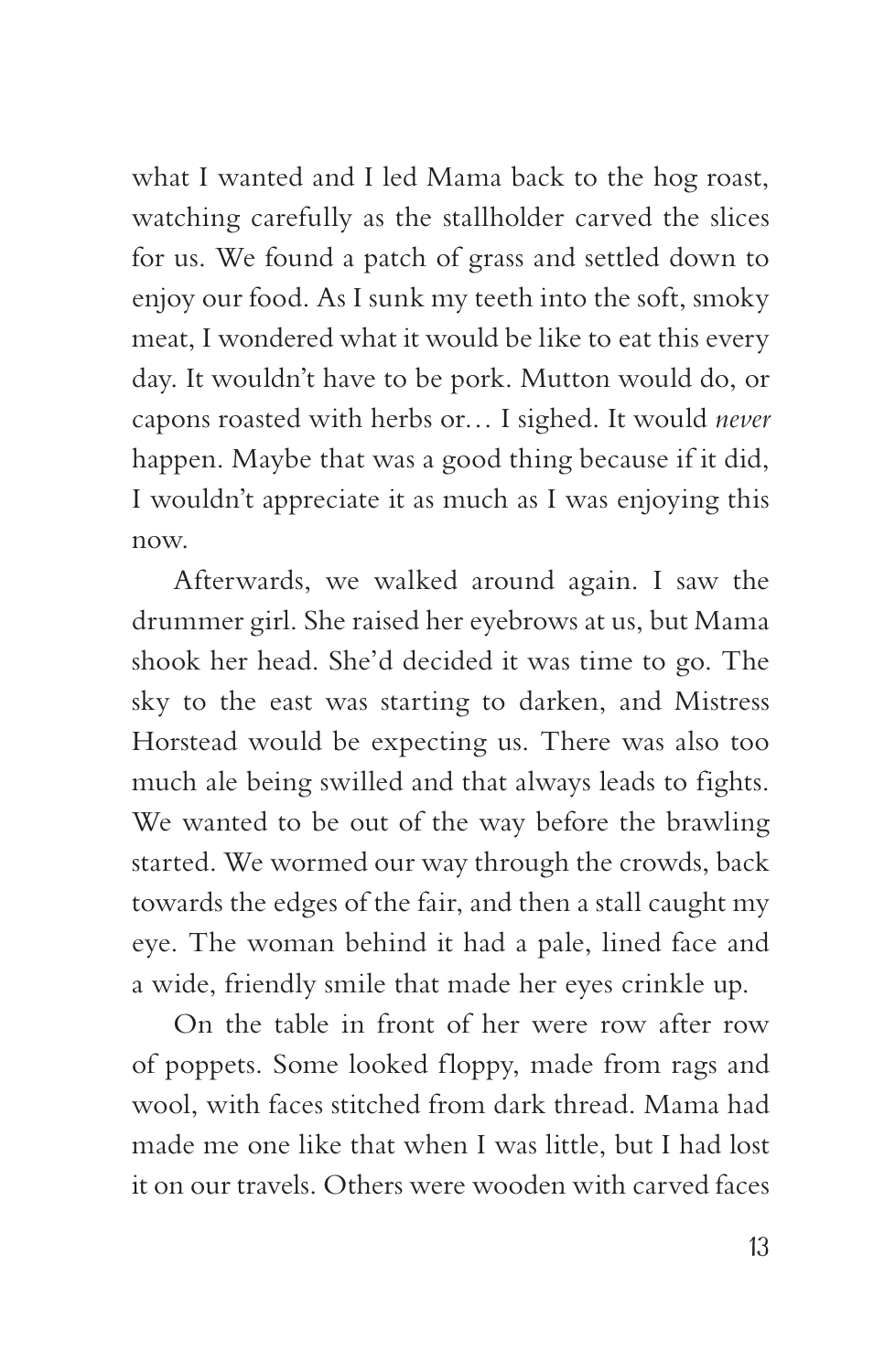what I wanted and I led Mama back to the hog roast, watching carefully as the stallholder carved the slices for us. We found a patch of grass and settled down to enjoy our food. As I sunk my teeth into the soft, smoky meat, I wondered what it would be like to eat this every day. It wouldn't have to be pork. Mutton would do, or capons roasted with herbs or… I sighed. It would *never* happen. Maybe that was a good thing because if it did, I wouldn't appreciate it as much as I was enjoying this now.

Afterwards, we walked around again. I saw the drummer girl. She raised her eyebrows at us, but Mama shook her head. She'd decided it was time to go. The sky to the east was starting to darken, and Mistress Horstead would be expecting us. There was also too much ale being swilled and that always leads to fights. We wanted to be out of the way before the brawling started. We wormed our way through the crowds, back towards the edges of the fair, and then a stall caught my eye. The woman behind it had a pale, lined face and a wide, friendly smile that made her eyes crinkle up.

On the table in front of her were row after row of poppets. Some looked floppy, made from rags and wool, with faces stitched from dark thread. Mama had made me one like that when I was little, but I had lost it on our travels. Others were wooden with carved faces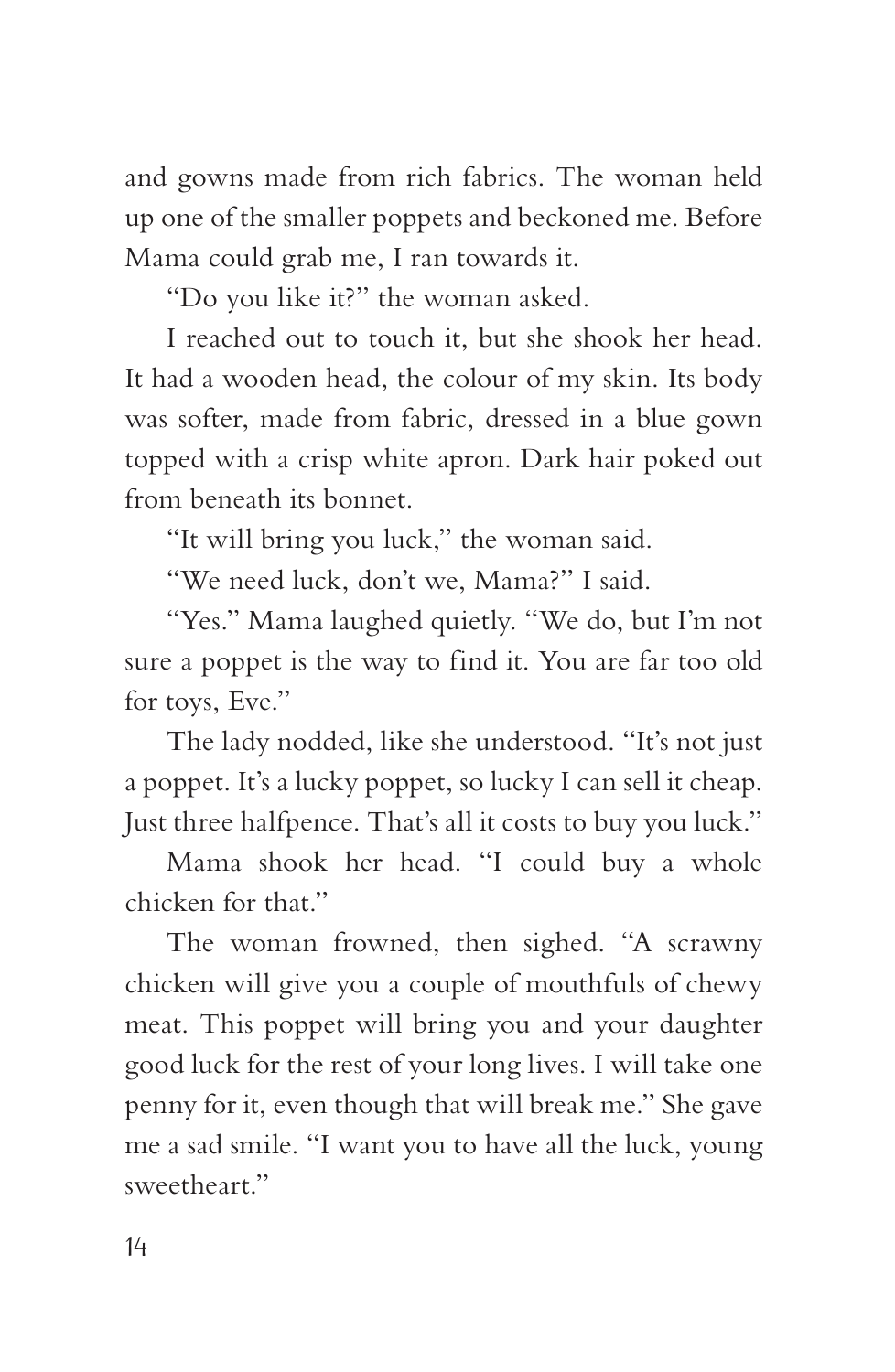and gowns made from rich fabrics. The woman held up one of the smaller poppets and beckoned me. Before Mama could grab me, I ran towards it.

"Do you like it?" the woman asked.

I reached out to touch it, but she shook her head. It had a wooden head, the colour of my skin. Its body was softer, made from fabric, dressed in a blue gown topped with a crisp white apron. Dark hair poked out from beneath its bonnet.

"It will bring you luck," the woman said.

"We need luck, don't we, Mama?" I said.

"Yes." Mama laughed quietly. "We do, but I'm not sure a poppet is the way to find it. You are far too old for toys, Eve."

The lady nodded, like she understood. "It's not just a poppet. It's a lucky poppet, so lucky I can sell it cheap. Just three halfpence. That's all it costs to buy you luck."

Mama shook her head. "I could buy a whole chicken for that."

The woman frowned, then sighed. "A scrawny chicken will give you a couple of mouthfuls of chewy meat. This poppet will bring you and your daughter good luck for the rest of your long lives. I will take one penny for it, even though that will break me." She gave me a sad smile. "I want you to have all the luck, young sweetheart."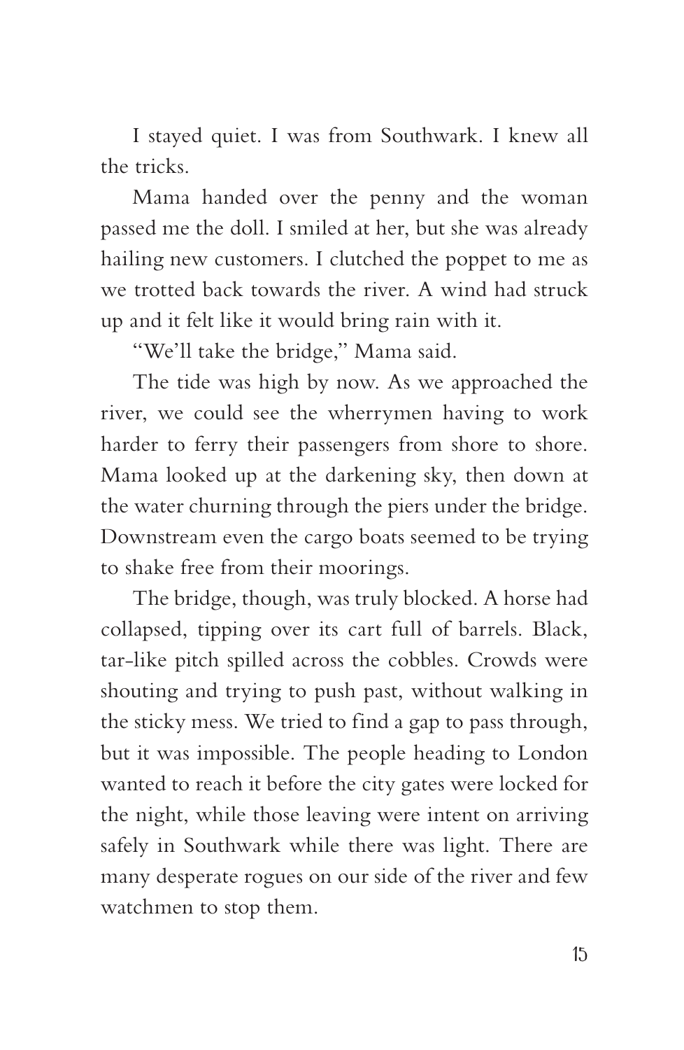I stayed quiet. I was from Southwark. I knew all the tricks.

Mama handed over the penny and the woman passed me the doll. I smiled at her, but she was already hailing new customers. I clutched the poppet to me as we trotted back towards the river. A wind had struck up and it felt like it would bring rain with it.

"We'll take the bridge," Mama said.

The tide was high by now. As we approached the river, we could see the wherrymen having to work harder to ferry their passengers from shore to shore. Mama looked up at the darkening sky, then down at the water churning through the piers under the bridge. Downstream even the cargo boats seemed to be trying to shake free from their moorings.

The bridge, though, was truly blocked. A horse had collapsed, tipping over its cart full of barrels. Black, tar-like pitch spilled across the cobbles. Crowds were shouting and trying to push past, without walking in the sticky mess. We tried to find a gap to pass through, but it was impossible. The people heading to London wanted to reach it before the city gates were locked for the night, while those leaving were intent on arriving safely in Southwark while there was light. There are many desperate rogues on our side of the river and few watchmen to stop them.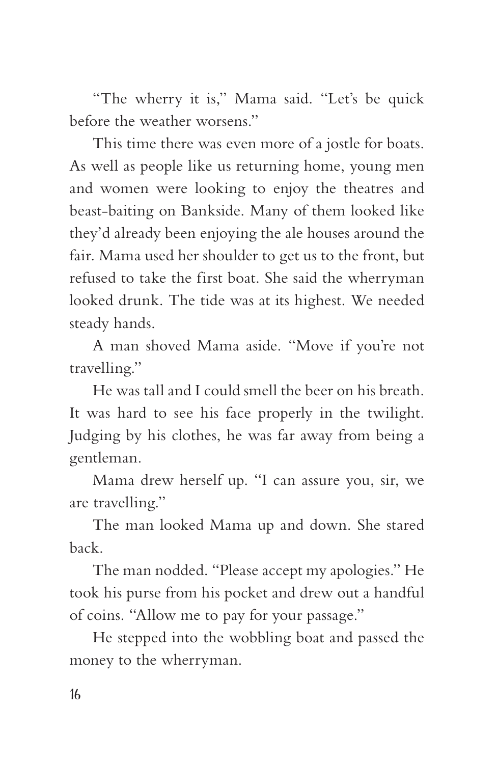"The wherry it is," Mama said. "Let's be quick before the weather worsens."

This time there was even more of a jostle for boats. As well as people like us returning home, young men and women were looking to enjoy the theatres and beast-baiting on Bankside. Many of them looked like they'd already been enjoying the ale houses around the fair. Mama used her shoulder to get us to the front, but refused to take the first boat. She said the wherryman looked drunk. The tide was at its highest. We needed steady hands.

A man shoved Mama aside. "Move if you're not travelling."

He was tall and I could smell the beer on his breath. It was hard to see his face properly in the twilight. Judging by his clothes, he was far away from being a gentleman.

Mama drew herself up. "I can assure you, sir, we are travelling."

The man looked Mama up and down. She stared back.

The man nodded. "Please accept my apologies." He took his purse from his pocket and drew out a handful of coins. "Allow me to pay for your passage."

He stepped into the wobbling boat and passed the money to the wherryman.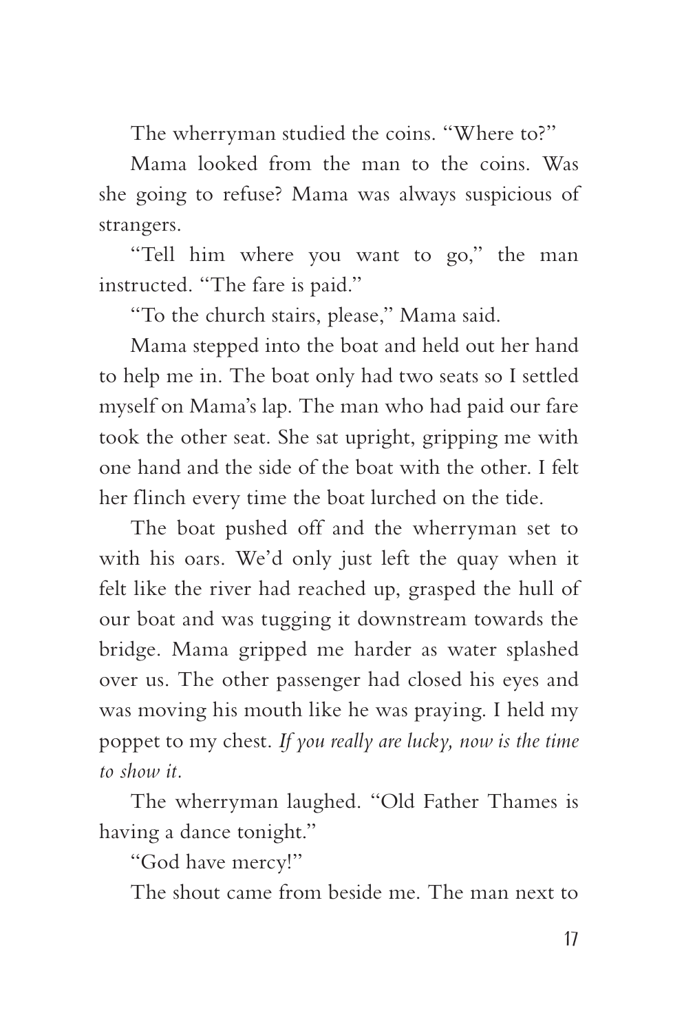The wherryman studied the coins. "Where to?"

Mama looked from the man to the coins. Was she going to refuse? Mama was always suspicious of strangers.

"Tell him where you want to go," the man instructed. "The fare is paid."

"To the church stairs, please," Mama said.

Mama stepped into the boat and held out her hand to help me in. The boat only had two seats so I settled myself on Mama's lap. The man who had paid our fare took the other seat. She sat upright, gripping me with one hand and the side of the boat with the other. I felt her flinch every time the boat lurched on the tide.

The boat pushed off and the wherryman set to with his oars. We'd only just left the quay when it felt like the river had reached up, grasped the hull of our boat and was tugging it downstream towards the bridge. Mama gripped me harder as water splashed over us. The other passenger had closed his eyes and was moving his mouth like he was praying. I held my poppet to my chest. *If you really are lucky, now is the time to show it.*

The wherryman laughed. "Old Father Thames is having a dance tonight."

"God have mercy!"

The shout came from beside me. The man next to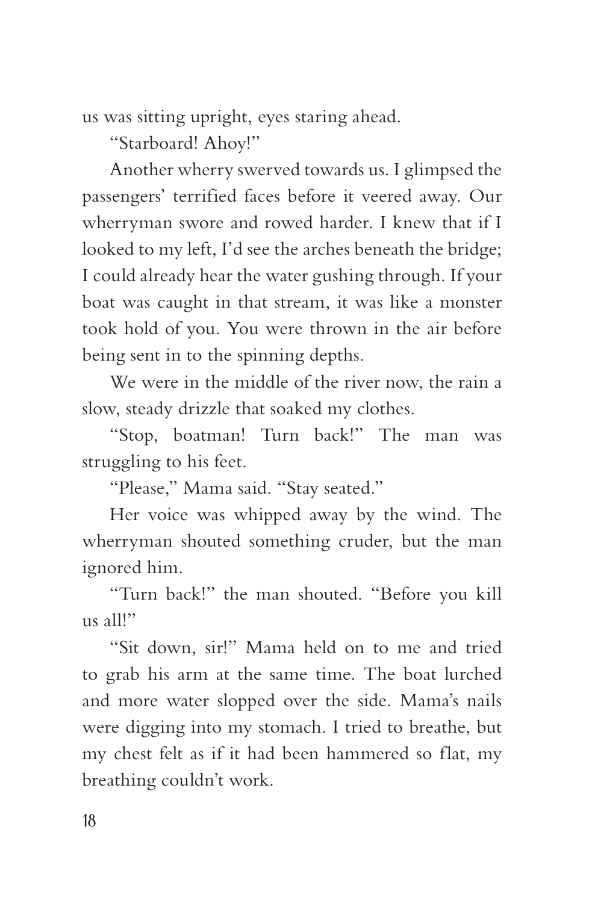us was sitting upright, eyes staring ahead.

"Starboard! Ahoy!"

Another wherry swerved towards us. I glimpsed the passengers' terrified faces before it veered away. Our wherryman swore and rowed harder. I knew that if I looked to my left, I'd see the arches beneath the bridge; I could already hear the water gushing through. If your boat was caught in that stream, it was like a monster took hold of you. You were thrown in the air before being sent in to the spinning depths.

We were in the middle of the river now, the rain a slow, steady drizzle that soaked my clothes.

"Stop, boatman! Turn back!" The man was struggling to his feet.

"Please," Mama said. "Stay seated."

Her voice was whipped away by the wind. The wherryman shouted something cruder, but the man ignored him.

"Turn back!" the man shouted. "Before you kill us all!"

"Sit down, sir!" Mama held on to me and tried to grab his arm at the same time. The boat lurched and more water slopped over the side. Mama's nails were digging into my stomach. I tried to breathe, but my chest felt as if it had been hammered so flat, my breathing couldn't work.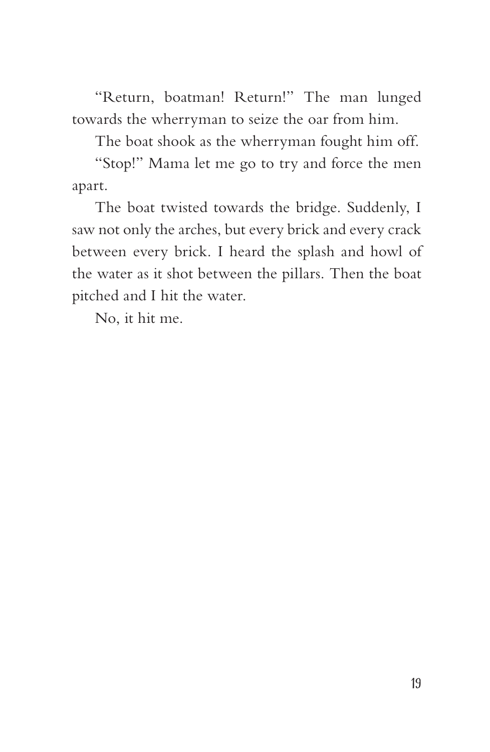"Return, boatman! Return!" The man lunged towards the wherryman to seize the oar from him.

The boat shook as the wherryman fought him off.

"Stop!" Mama let me go to try and force the men apart.

The boat twisted towards the bridge. Suddenly, I saw not only the arches, but every brick and every crack between every brick. I heard the splash and howl of the water as it shot between the pillars. Then the boat pitched and I hit the water.

No, it hit me.